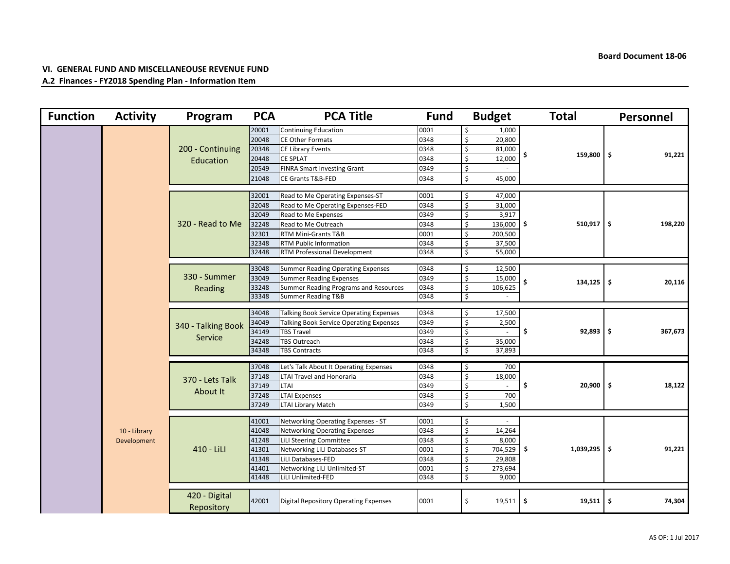Board Document 18-06

**VI. GENERAL FUND AND MISCELLANEOUSE REVENUE FUND**

**A.2 Finances - FY2018 Spending Plan - Information Item**

| Function | Activity | Program | PCA | PCA Title | Fund | Budget | Total | Personnel |
|---|---|---|---|---|---|---|---|---|
| | | 200 - Continuing Education | 20001 | Continuing Education | 0001 | $ 1,000 | $ 159,800 | $ 91,221 |
| | | | 20048 | CE Other Formats | 0348 | $ 20,800 | | |
| | | | 20348 | CE Library Events | 0348 | $ 81,000 | | |
| | | | 20448 | CE SPLAT | 0348 | $ 12,000 | | |
| | | | 20549 | FINRA Smart Investing Grant | 0349 | $ - | | |
| | | | 21048 | CE Grants T&B-FED | 0348 | $ 45,000 | | |
| | | 320 - Read to Me | 32001 | Read to Me Operating Expenses-ST | 0001 | $ 47,000 | $ 510,917 | $ 198,220 |
| | | | 32048 | Read to Me Operating Expenses-FED | 0348 | $ 31,000 | | |
| | | | 32049 | Read to Me Expenses | 0349 | $ 3,917 | | |
| | | | 32248 | Read to Me Outreach | 0348 | $ 136,000 | | |
| | | | 32301 | RTM Mini-Grants T&B | 0001 | $ 200,500 | | |
| | | | 32348 | RTM Public Information | 0348 | $ 37,500 | | |
| | | | 32448 | RTM Professional Development | 0348 | $ 55,000 | | |
| | | 330 - Summer Reading | 33048 | Summer Reading Operating Expenses | 0348 | $ 12,500 | $ 134,125 | $ 20,116 |
| | | | 33049 | Summer Reading Expenses | 0349 | $ 15,000 | | |
| | | | 33248 | Summer Reading Programs and Resources | 0348 | $ 106,625 | | |
| | | | 33348 | Summer Reading T&B | 0348 | $ - | | |
| | | 340 - Talking Book Service | 34048 | Talking Book Service Operating Expenses | 0348 | $ 17,500 | $ 92,893 | $ 367,673 |
| | | | 34049 | Talking Book Service Operating Expenses | 0349 | $ 2,500 | | |
| | | | 34149 | TBS Travel | 0349 | $ - | | |
| | | | 34248 | TBS Outreach | 0348 | $ 35,000 | | |
| | | | 34348 | TBS Contracts | 0348 | $ 37,893 | | |
| | | 370 - Lets Talk About It | 37048 | Let's Talk About It Operating Expenses | 0348 | $ 700 | $ 20,900 | $ 18,122 |
| | | | 37148 | LTAI Travel and Honoraria | 0348 | $ 18,000 | | |
| | | | 37149 | LTAI | 0349 | $ - | | |
| | | | 37248 | LTAI Expenses | 0348 | $ 700 | | |
| | | | 37249 | LTAI Library Match | 0349 | $ 1,500 | | |
| | 10 - Library Development | 410 - LiLI | 41001 | Networking Operating Expenses - ST | 0001 | $ - | $ 1,039,295 | $ 91,221 |
| | | | 41048 | Networking Operating Expenses | 0348 | $ 14,264 | | |
| | | | 41248 | LiLI Steering Committee | 0348 | $ 8,000 | | |
| | | | 41301 | Networking LiLI Databases-ST | 0001 | $ 704,529 | | |
| | | | 41348 | LiLI Databases-FED | 0348 | $ 29,808 | | |
| | | | 41401 | Networking LiLI Unlimited-ST | 0001 | $ 273,694 | | |
| | | | 41448 | LiLI Unlimited-FED | 0348 | $ 9,000 | | |
| | | 420 - Digital Repository | 42001 | Digital Repository Operating Expenses | 0001 | $ 19,511 | $ 19,511 | $ 74,304 |

AS OF: 1 Jul 2017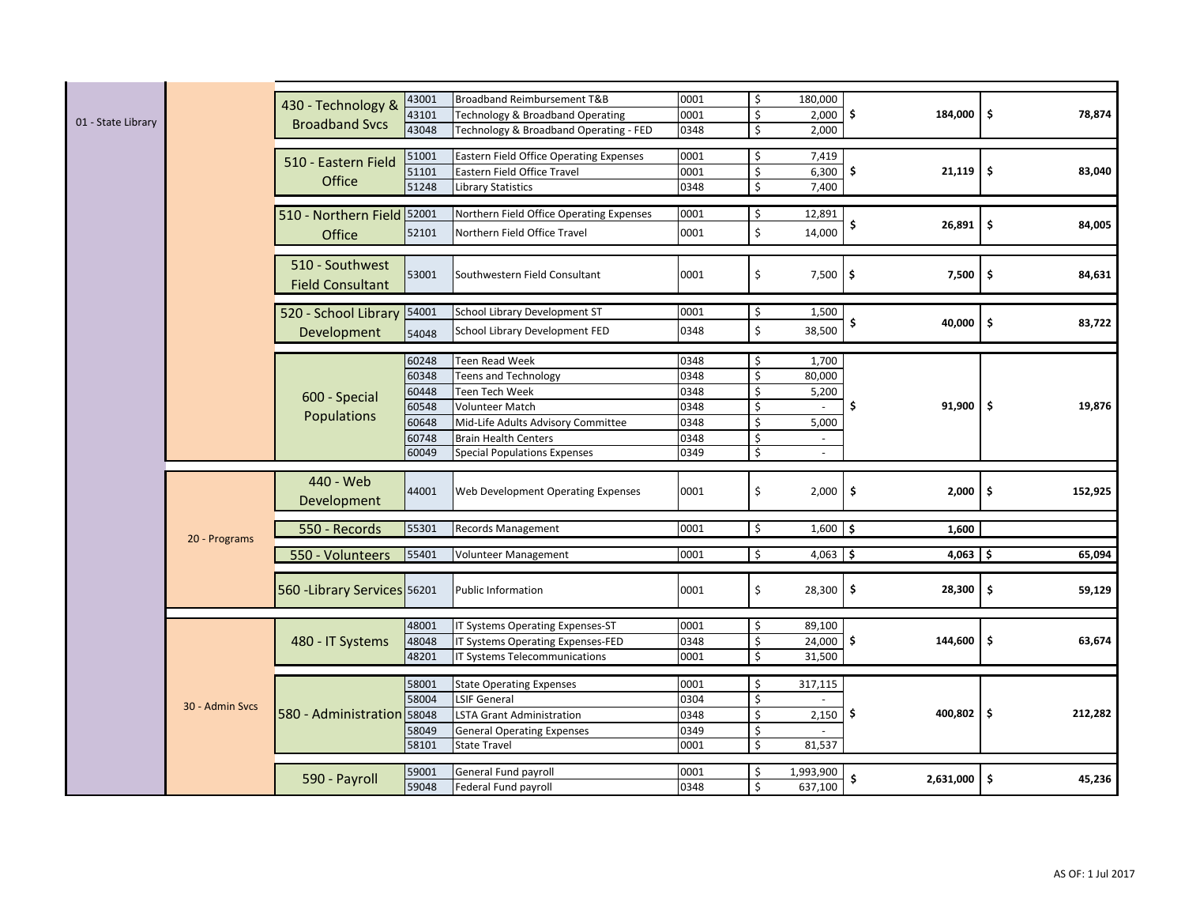| | | | | | | | | |
|---|---|---|---|---|---|---|---|---|
| 01 - State Library | | 430 - Technology & Broadband Svcs | 43001 | Broadband Reimbursement T&B | 0001 | $ 180,000 | $ 184,000 | $ 78,874 |
| | | | 43101 | Technology & Broadband Operating | 0001 | $ 2,000 | | |
| | | | 43048 | Technology & Broadband Operating - FED | 0348 | $ 2,000 | | |
| | | 510 - Eastern Field Office | 51001 | Eastern Field Office Operating Expenses | 0001 | $ 7,419 | $ 21,119 | $ 83,040 |
| | | | 51101 | Eastern Field Office Travel | 0001 | $ 6,300 | | |
| | | | 51248 | Library Statistics | 0348 | $ 7,400 | | |
| | | 510 - Northern Field Office | 52001 | Northern Field Office Operating Expenses | 0001 | $ 12,891 | $ 26,891 | $ 84,005 |
| | | | 52101 | Northern Field Office Travel | 0001 | $ 14,000 | | |
| | | 510 - Southwest Field Consultant | 53001 | Southwestern Field Consultant | 0001 | $ 7,500 | $ 7,500 | $ 84,631 |
| | | 520 - School Library Development | 54001 | School Library Development ST | 0001 | $ 1,500 | $ 40,000 | $ 83,722 |
| | | | 54048 | School Library Development FED | 0348 | $ 38,500 | | |
| | | 600 - Special Populations | 60248 | Teen Read Week | 0348 | $ 1,700 | $ 91,900 | $ 19,876 |
| | | | 60348 | Teens and Technology | 0348 | $ 80,000 | | |
| | | | 60448 | Teen Tech Week | 0348 | $ 5,200 | | |
| | | | 60548 | Volunteer Match | 0348 | $ - | | |
| | | | 60648 | Mid-Life Adults Advisory Committee | 0348 | $ 5,000 | | |
| | | | 60748 | Brain Health Centers | 0348 | $ - | | |
| | | | 60049 | Special Populations Expenses | 0349 | $ - | | |
| | 20 - Programs | 440 - Web Development | 44001 | Web Development Operating Expenses | 0001 | $ 2,000 | $ 2,000 | $ 152,925 |
| | | 550 - Records | 55301 | Records Management | 0001 | $ 1,600 | $ 1,600 | |
| | | 550 - Volunteers | 55401 | Volunteer Management | 0001 | $ 4,063 | $ 4,063 | $ 65,094 |
| | | 560 -Library Services | 56201 | Public Information | 0001 | $ 28,300 | $ 28,300 | $ 59,129 |
| | 30 - Admin Svcs | 480 - IT Systems | 48001 | IT Systems Operating Expenses-ST | 0001 | $ 89,100 | $ 144,600 | $ 63,674 |
| | | | 48048 | IT Systems Operating Expenses-FED | 0348 | $ 24,000 | | |
| | | | 48201 | IT Systems Telecommunications | 0001 | $ 31,500 | | |
| | | 580 - Administration | 58001 | State Operating Expenses | 0001 | $ 317,115 | $ 400,802 | $ 212,282 |
| | | | 58004 | LSIF General | 0304 | $ - | | |
| | | | 58048 | LSTA Grant Administration | 0348 | $ 2,150 | | |
| | | | 58049 | General Operating Expenses | 0349 | $ - | | |
| | | | 58101 | State Travel | 0001 | $ 81,537 | | |
| | | 590 - Payroll | 59001 | General Fund payroll | 0001 | $ 1,993,900 | $ 2,631,000 | $ 45,236 |
| | | | 59048 | Federal Fund payroll | 0348 | $ 637,100 | | |

AS OF: 1 Jul 2017